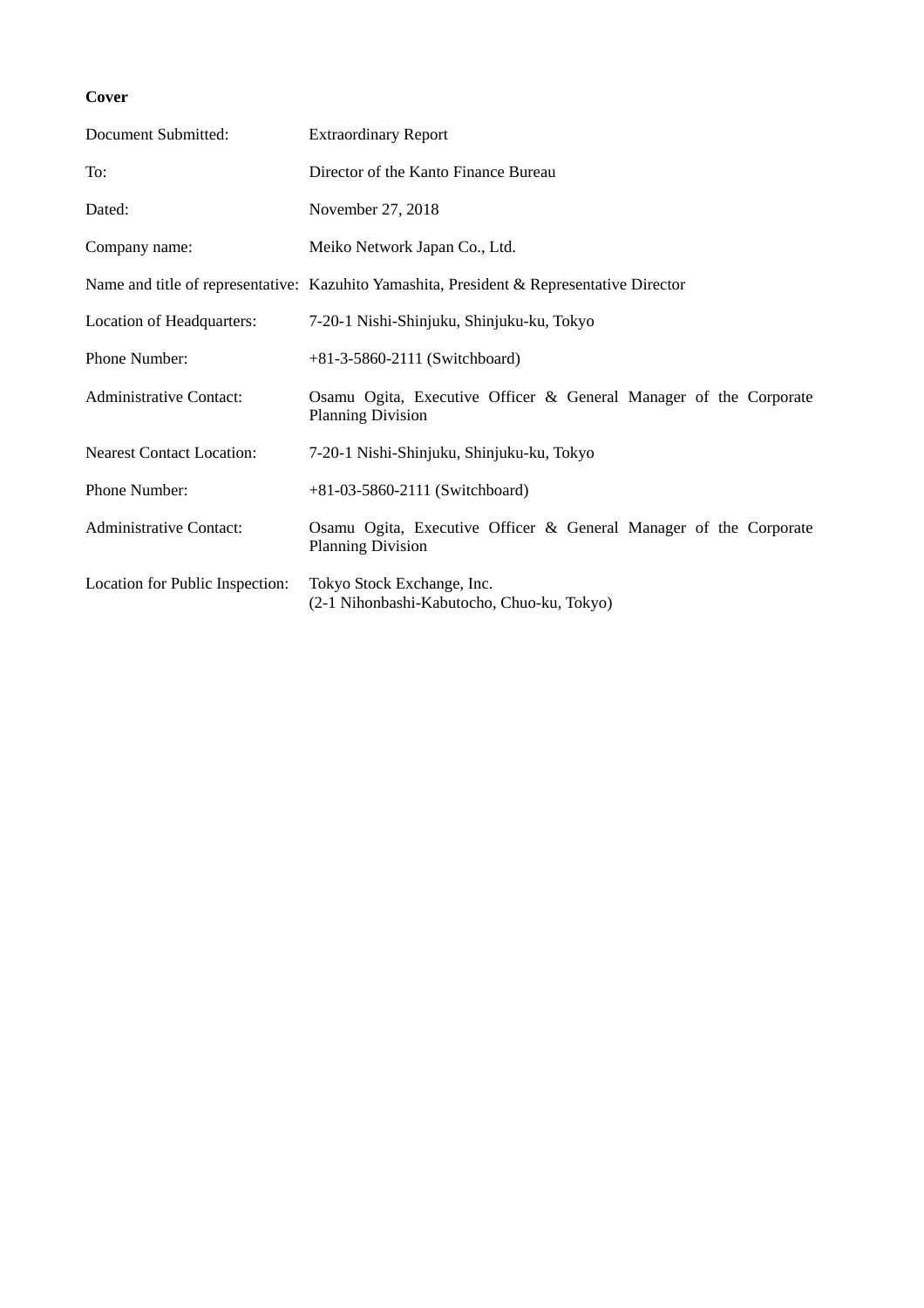**Cover**

| | |
|---|---|
| Document Submitted: | Extraordinary Report |
| To: | Director of the Kanto Finance Bureau |
| Dated: | November 27, 2018 |
| Company name: | Meiko Network Japan Co., Ltd. |
| Name and title of representative: | Kazuhito Yamashita, President & Representative Director |
| Location of Headquarters: | 7-20-1 Nishi-Shinjuku, Shinjuku-ku, Tokyo |
| Phone Number: | +81-3-5860-2111 (Switchboard) |
| Administrative Contact: | Osamu Ogita, Executive Officer & General Manager of the Corporate Planning Division |
| Nearest Contact Location: | 7-20-1 Nishi-Shinjuku, Shinjuku-ku, Tokyo |
| Phone Number: | +81-03-5860-2111 (Switchboard) |
| Administrative Contact: | Osamu Ogita, Executive Officer & General Manager of the Corporate Planning Division |
| Location for Public Inspection: | Tokyo Stock Exchange, Inc. (2-1 Nihonbashi-Kabutocho, Chuo-ku, Tokyo) |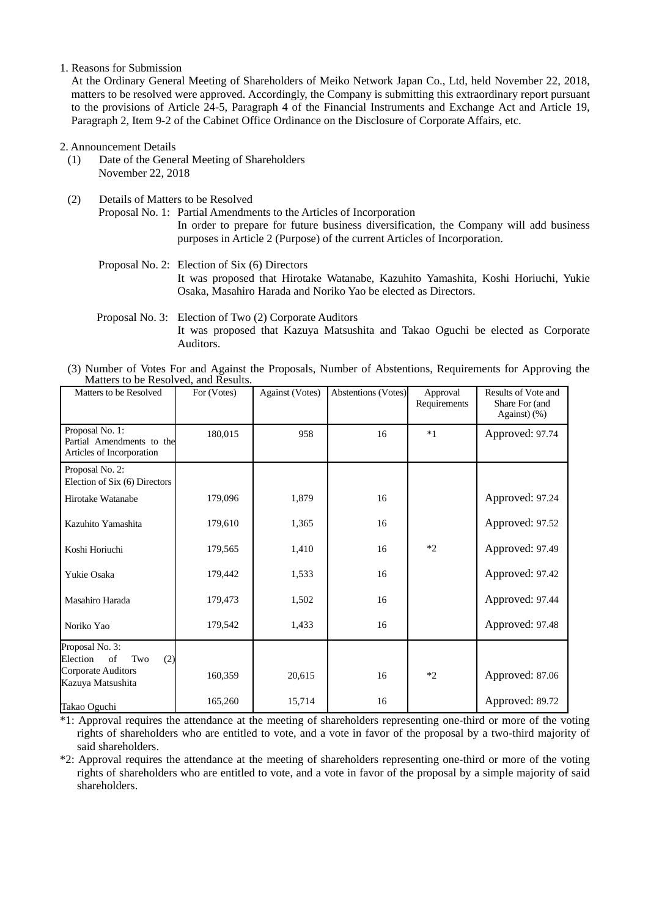1. Reasons for Submission

At the Ordinary General Meeting of Shareholders of Meiko Network Japan Co., Ltd, held November 22, 2018, matters to be resolved were approved. Accordingly, the Company is submitting this extraordinary report pursuant to the provisions of Article 24-5, Paragraph 4 of the Financial Instruments and Exchange Act and Article 19, Paragraph 2, Item 9-2 of the Cabinet Office Ordinance on the Disclosure of Corporate Affairs, etc.

2. Announcement Details

(1) Date of the General Meeting of Shareholders

November 22, 2018

(2) Details of Matters to be Resolved

Proposal No. 1: Partial Amendments to the Articles of Incorporation

In order to prepare for future business diversification, the Company will add business purposes in Article 2 (Purpose) of the current Articles of Incorporation.

Proposal No. 2: Election of Six (6) Directors

It was proposed that Hirotake Watanabe, Kazuhito Yamashita, Koshi Horiuchi, Yukie Osaka, Masahiro Harada and Noriko Yao be elected as Directors.

Proposal No. 3: Election of Two (2) Corporate Auditors

It was proposed that Kazuya Matsushita and Takao Oguchi be elected as Corporate Auditors.

(3) Number of Votes For and Against the Proposals, Number of Abstentions, Requirements for Approving the Matters to be Resolved, and Results.

| Matters to be Resolved | For (Votes) | Against (Votes) | Abstentions (Votes) | Approval Requirements | Results of Vote and Share For (and Against) (%) |
|---|---|---|---|---|---|
| Proposal No. 1: Partial Amendments to the Articles of Incorporation | 180,015 | 958 | 16 | *1 | Approved: 97.74 |
| Proposal No. 2: Election of Six (6) Directors | | | | | |
| Hirotake Watanabe | 179,096 | 1,879 | 16 | *2 | Approved: 97.24 |
| Kazuhito Yamashita | 179,610 | 1,365 | 16 | | Approved: 97.52 |
| Koshi Horiuchi | 179,565 | 1,410 | 16 | | Approved: 97.49 |
| Yukie Osaka | 179,442 | 1,533 | 16 | | Approved: 97.42 |
| Masahiro Harada | 179,473 | 1,502 | 16 | | Approved: 97.44 |
| Noriko Yao | 179,542 | 1,433 | 16 | | Approved: 97.48 |
| Proposal No. 3: Election of Two (2) Corporate Auditors | | | | | |
| Kazuya Matsushita | 160,359 | 20,615 | 16 | *2 | Approved: 87.06 |
| Takao Oguchi | 165,260 | 15,714 | 16 | | Approved: 89.72 |

*1: Approval requires the attendance at the meeting of shareholders representing one-third or more of the voting rights of shareholders who are entitled to vote, and a vote in favor of the proposal by a two-third majority of said shareholders.

*2: Approval requires the attendance at the meeting of shareholders representing one-third or more of the voting rights of shareholders who are entitled to vote, and a vote in favor of the proposal by a simple majority of said shareholders.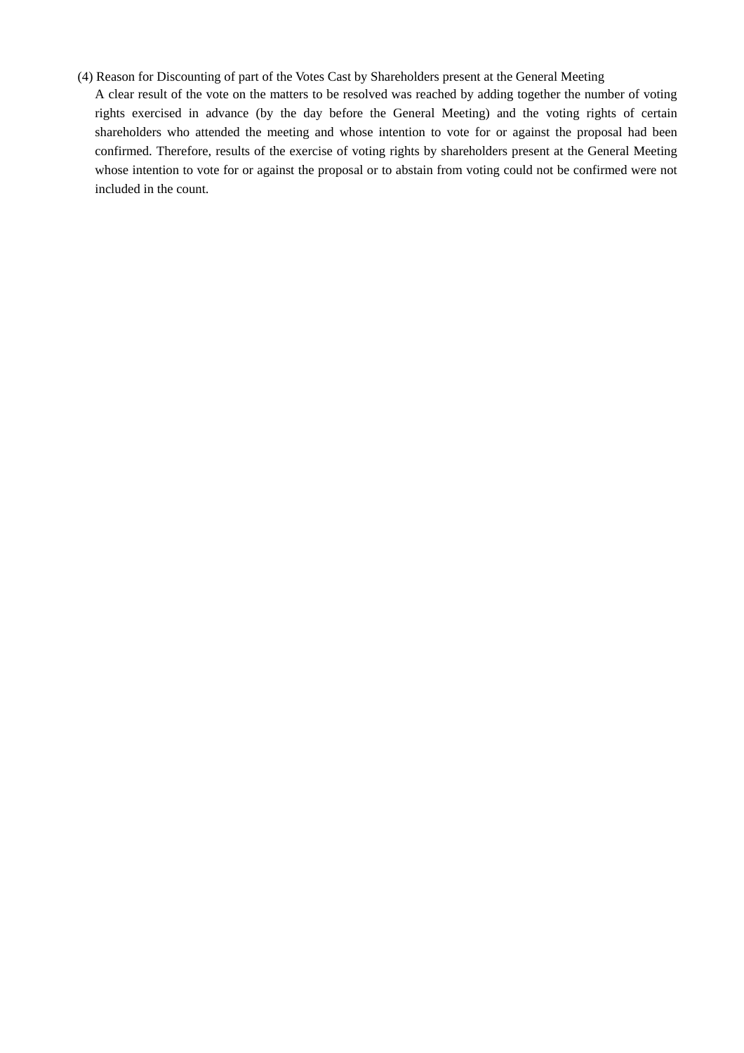(4) Reason for Discounting of part of the Votes Cast by Shareholders present at the General Meeting

A clear result of the vote on the matters to be resolved was reached by adding together the number of voting rights exercised in advance (by the day before the General Meeting) and the voting rights of certain shareholders who attended the meeting and whose intention to vote for or against the proposal had been confirmed. Therefore, results of the exercise of voting rights by shareholders present at the General Meeting whose intention to vote for or against the proposal or to abstain from voting could not be confirmed were not included in the count.